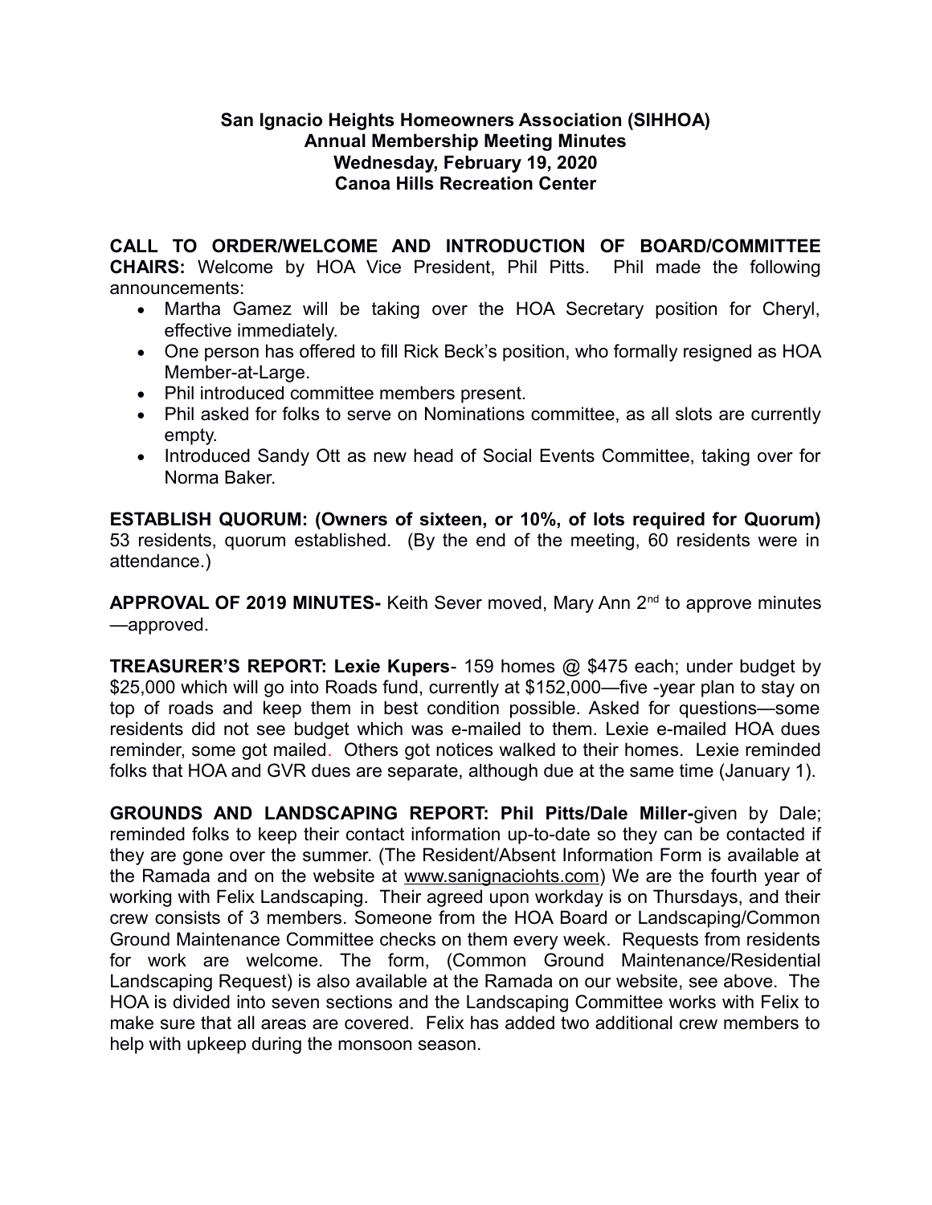# San Ignacio Heights Homeowners Association (SIHHOA)
## Annual Membership Meeting Minutes
## Wednesday, February 19, 2020
## Canoa Hills Recreation Center

**CALL TO ORDER/WELCOME AND INTRODUCTION OF BOARD/COMMITTEE CHAIRS:** Welcome by HOA Vice President, Phil Pitts. Phil made the following announcements:

- Martha Gamez will be taking over the HOA Secretary position for Cheryl, effective immediately.
- One person has offered to fill Rick Beck's position, who formally resigned as HOA Member-at-Large.
- Phil introduced committee members present.
- Phil asked for folks to serve on Nominations committee, as all slots are currently empty.
- Introduced Sandy Ott as new head of Social Events Committee, taking over for Norma Baker.

**ESTABLISH QUORUM: (Owners of sixteen, or 10%, of lots required for Quorum)** 53 residents, quorum established. (By the end of the meeting, 60 residents were in attendance.)

**APPROVAL OF 2019 MINUTES-** Keith Sever moved, Mary Ann 2nd to approve minutes—approved.

**TREASURER'S REPORT: Lexie Kupers**- 159 homes @ $475 each; under budget by $25,000 which will go into Roads fund, currently at $152,000—five -year plan to stay on top of roads and keep them in best condition possible. Asked for questions—some residents did not see budget which was e-mailed to them. Lexie e-mailed HOA dues reminder, some got mailed. Others got notices walked to their homes. Lexie reminded folks that HOA and GVR dues are separate, although due at the same time (January 1).

**GROUNDS AND LANDSCAPING REPORT: Phil Pitts/Dale Miller-**given by Dale; reminded folks to keep their contact information up-to-date so they can be contacted if they are gone over the summer. (The Resident/Absent Information Form is available at the Ramada and on the website at www.sanignaciohts.com) We are the fourth year of working with Felix Landscaping. Their agreed upon workday is on Thursdays, and their crew consists of 3 members. Someone from the HOA Board or Landscaping/Common Ground Maintenance Committee checks on them every week. Requests from residents for work are welcome. The form, (Common Ground Maintenance/Residential Landscaping Request) is also available at the Ramada on our website, see above. The HOA is divided into seven sections and the Landscaping Committee works with Felix to make sure that all areas are covered. Felix has added two additional crew members to help with upkeep during the monsoon season.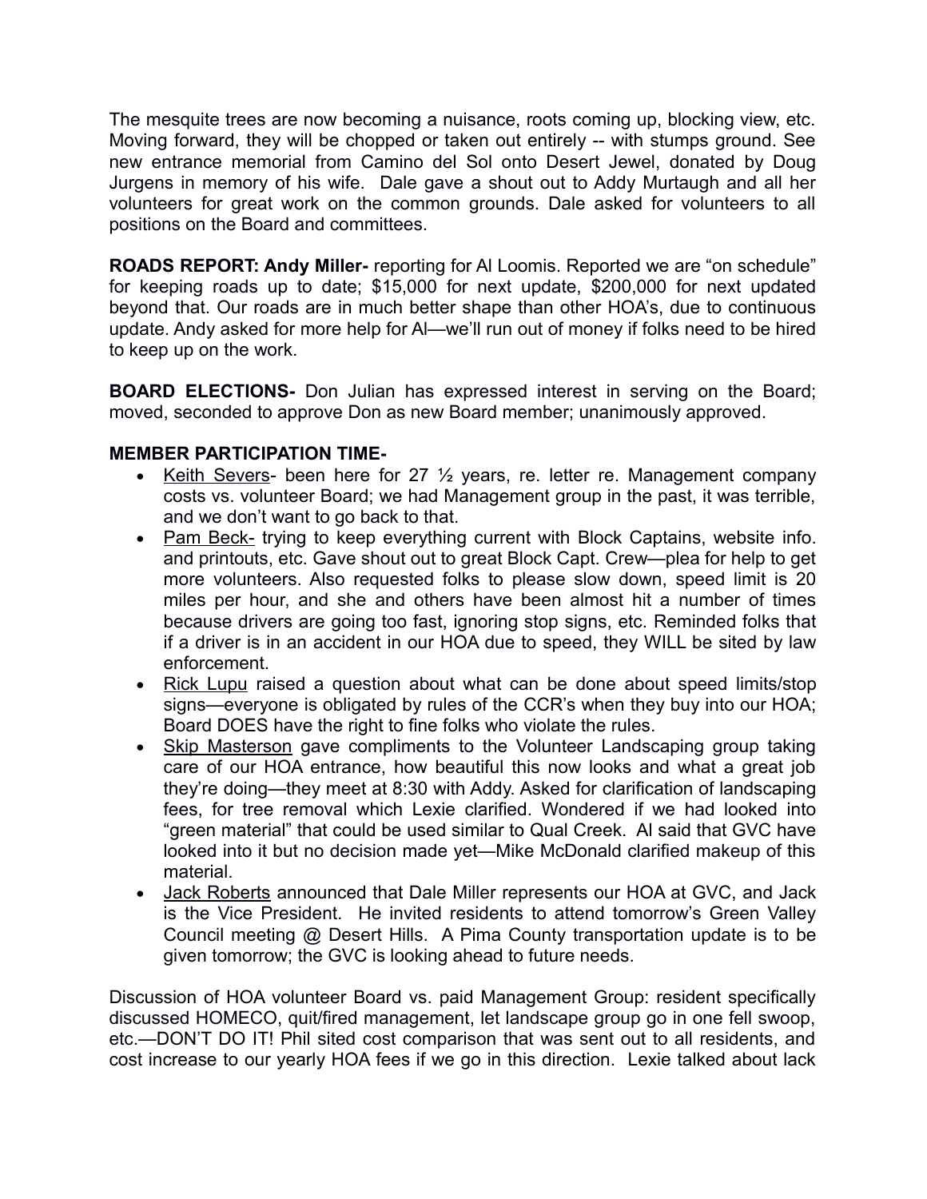The mesquite trees are now becoming a nuisance, roots coming up, blocking view, etc. Moving forward, they will be chopped or taken out entirely -- with stumps ground. See new entrance memorial from Camino del Sol onto Desert Jewel, donated by Doug Jurgens in memory of his wife. Dale gave a shout out to Addy Murtaugh and all her volunteers for great work on the common grounds. Dale asked for volunteers to all positions on the Board and committees.

**ROADS REPORT: Andy Miller-** reporting for Al Loomis. Reported we are "on schedule" for keeping roads up to date; $15,000 for next update, $200,000 for next updated beyond that. Our roads are in much better shape than other HOA's, due to continuous update. Andy asked for more help for Al—we'll run out of money if folks need to be hired to keep up on the work.

**BOARD ELECTIONS-** Don Julian has expressed interest in serving on the Board; moved, seconded to approve Don as new Board member; unanimously approved.

**MEMBER PARTICIPATION TIME-**

- Keith Severs- been here for 27 ½ years, re. letter re. Management company costs vs. volunteer Board; we had Management group in the past, it was terrible, and we don't want to go back to that.
- Pam Beck- trying to keep everything current with Block Captains, website info. and printouts, etc. Gave shout out to great Block Capt. Crew—plea for help to get more volunteers. Also requested folks to please slow down, speed limit is 20 miles per hour, and she and others have been almost hit a number of times because drivers are going too fast, ignoring stop signs, etc. Reminded folks that if a driver is in an accident in our HOA due to speed, they WILL be sited by law enforcement.
- Rick Lupu raised a question about what can be done about speed limits/stop signs—everyone is obligated by rules of the CCR's when they buy into our HOA; Board DOES have the right to fine folks who violate the rules.
- Skip Masterson gave compliments to the Volunteer Landscaping group taking care of our HOA entrance, how beautiful this now looks and what a great job they're doing—they meet at 8:30 with Addy. Asked for clarification of landscaping fees, for tree removal which Lexie clarified. Wondered if we had looked into "green material" that could be used similar to Qual Creek. Al said that GVC have looked into it but no decision made yet—Mike McDonald clarified makeup of this material.
- Jack Roberts announced that Dale Miller represents our HOA at GVC, and Jack is the Vice President. He invited residents to attend tomorrow's Green Valley Council meeting @ Desert Hills. A Pima County transportation update is to be given tomorrow; the GVC is looking ahead to future needs.

Discussion of HOA volunteer Board vs. paid Management Group: resident specifically discussed HOMECO, quit/fired management, let landscape group go in one fell swoop, etc.—DON'T DO IT! Phil sited cost comparison that was sent out to all residents, and cost increase to our yearly HOA fees if we go in this direction. Lexie talked about lack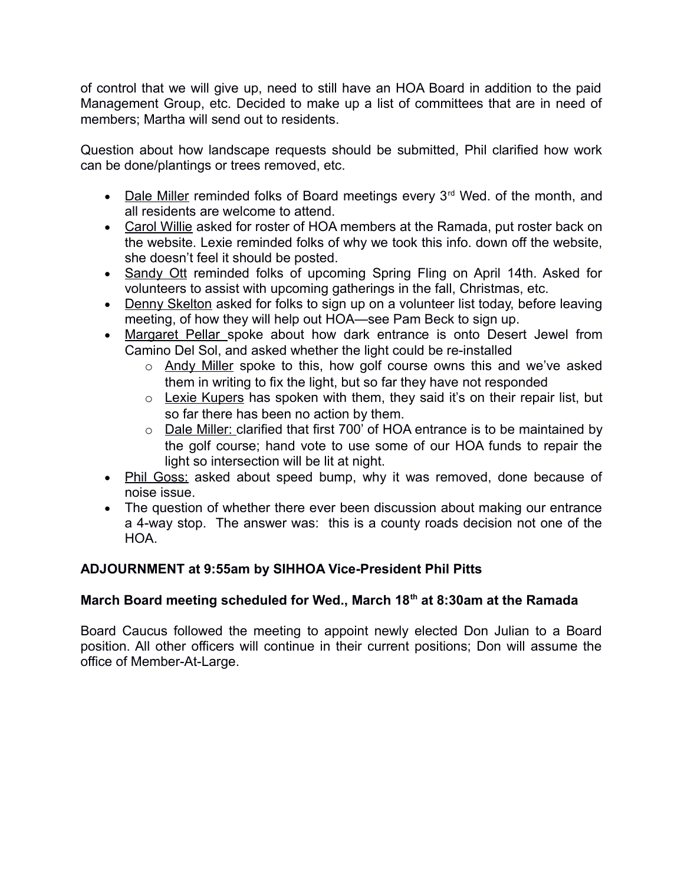of control that we will give up, need to still have an HOA Board in addition to the paid Management Group, etc. Decided to make up a list of committees that are in need of members; Martha will send out to residents.

Question about how landscape requests should be submitted, Phil clarified how work can be done/plantings or trees removed, etc.

- Dale Miller reminded folks of Board meetings every 3rd Wed. of the month, and all residents are welcome to attend.
- Carol Willie asked for roster of HOA members at the Ramada, put roster back on the website. Lexie reminded folks of why we took this info. down off the website, she doesn't feel it should be posted.
- Sandy Ott reminded folks of upcoming Spring Fling on April 14th. Asked for volunteers to assist with upcoming gatherings in the fall, Christmas, etc.
- Denny Skelton asked for folks to sign up on a volunteer list today, before leaving meeting, of how they will help out HOA—see Pam Beck to sign up.
- Margaret Pellar spoke about how dark entrance is onto Desert Jewel from Camino Del Sol, and asked whether the light could be re-installed
    - Andy Miller spoke to this, how golf course owns this and we've asked them in writing to fix the light, but so far they have not responded
    - Lexie Kupers has spoken with them, they said it's on their repair list, but so far there has been no action by them.
    - Dale Miller: clarified that first 700' of HOA entrance is to be maintained by the golf course; hand vote to use some of our HOA funds to repair the light so intersection will be lit at night.
- Phil Goss: asked about speed bump, why it was removed, done because of noise issue.
- The question of whether there ever been discussion about making our entrance a 4-way stop. The answer was: this is a county roads decision not one of the HOA.

**ADJOURNMENT at 9:55am by SIHHOA Vice-President Phil Pitts**

**March Board meeting scheduled for Wed., March 18th at 8:30am at the Ramada**

Board Caucus followed the meeting to appoint newly elected Don Julian to a Board position. All other officers will continue in their current positions; Don will assume the office of Member-At-Large.